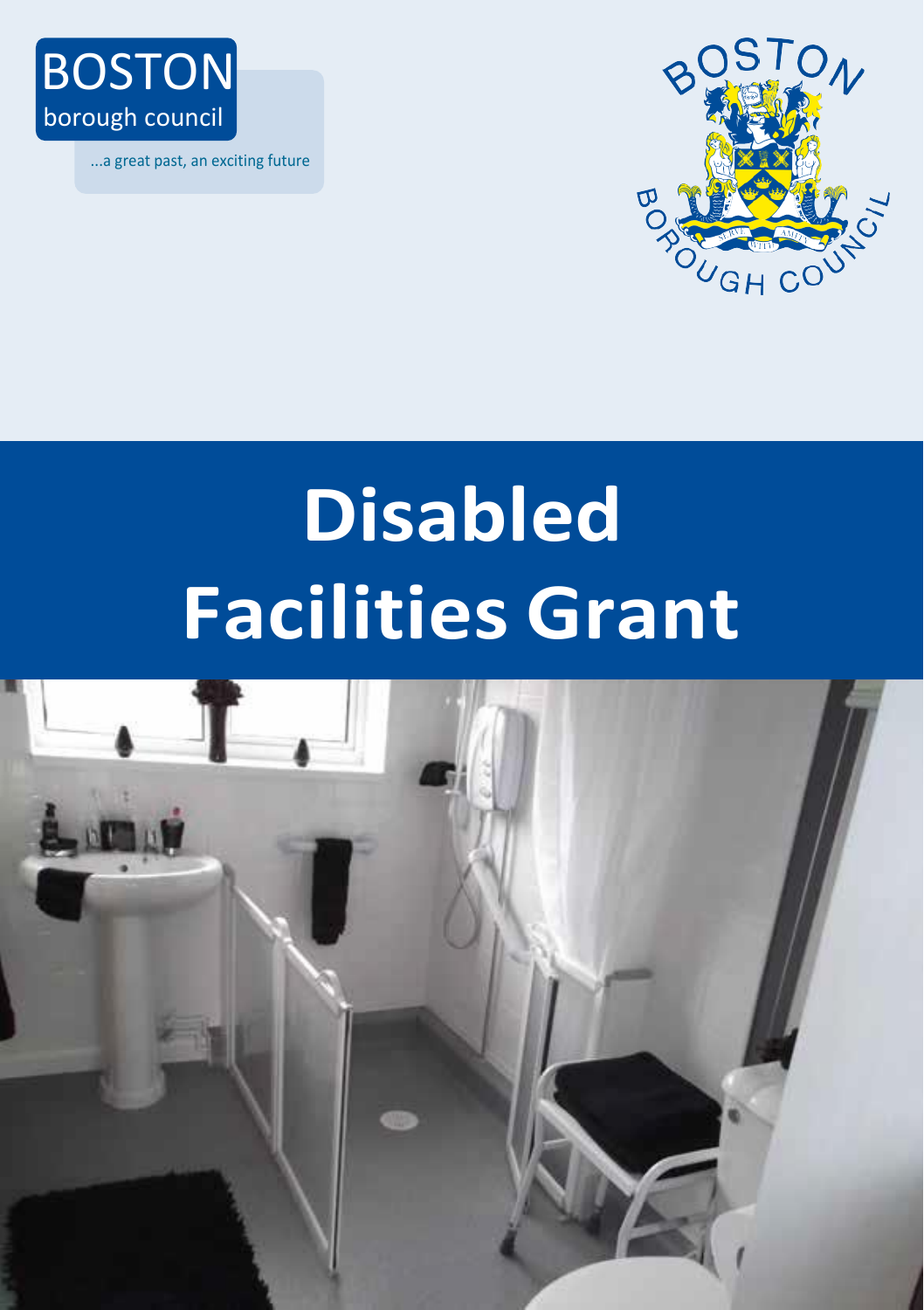BOSTON
borough council

...a great past, an exciting future

# Disabled Facilities Grant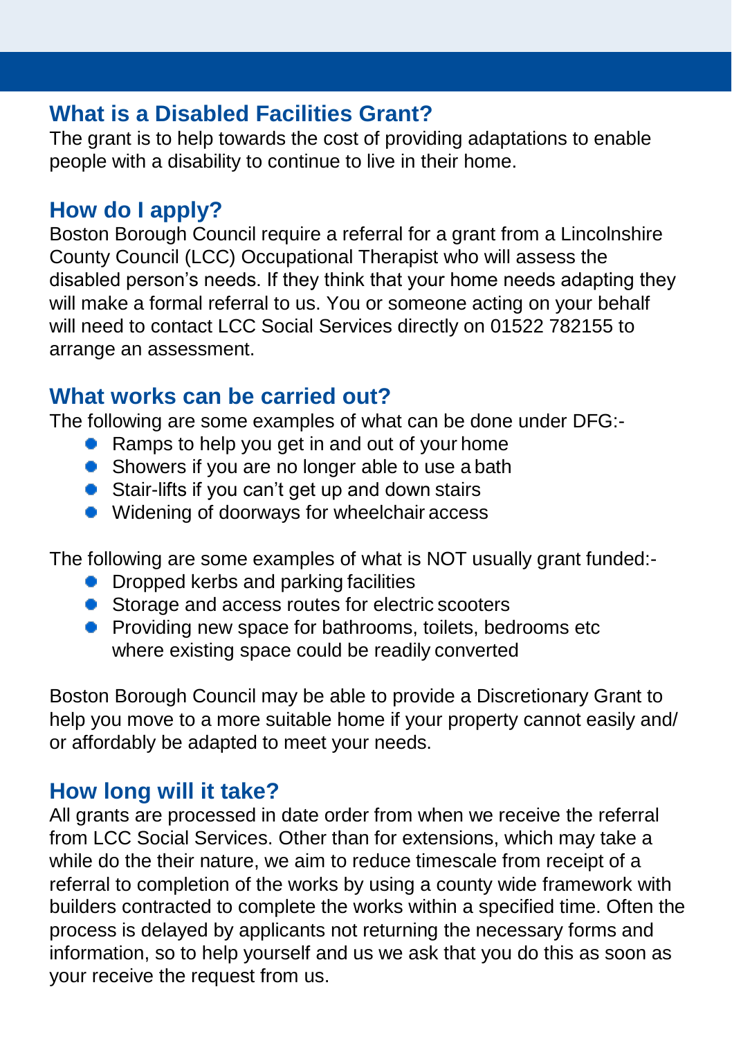## What is a Disabled Facilities Grant?

The grant is to help towards the cost of providing adaptations to enable people with a disability to continue to live in their home.

## How do I apply?

Boston Borough Council require a referral for a grant from a Lincolnshire County Council (LCC) Occupational Therapist who will assess the disabled person's needs. If they think that your home needs adapting they will make a formal referral to us. You or someone acting on your behalf will need to contact LCC Social Services directly on 01522 782155 to arrange an assessment.

## What works can be carried out?

The following are some examples of what can be done under DFG:-

- Ramps to help you get in and out of your home
- Showers if you are no longer able to use a bath
- Stair-lifts if you can't get up and down stairs
- Widening of doorways for wheelchair access

The following are some examples of what is NOT usually grant funded:-

- Dropped kerbs and parking facilities
- Storage and access routes for electric scooters
- Providing new space for bathrooms, toilets, bedrooms etc where existing space could be readily converted

Boston Borough Council may be able to provide a Discretionary Grant to help you move to a more suitable home if your property cannot easily and/ or affordably be adapted to meet your needs.

## How long will it take?

All grants are processed in date order from when we receive the referral from LCC Social Services. Other than for extensions, which may take a while do the their nature, we aim to reduce timescale from receipt of a referral to completion of the works by using a county wide framework with builders contracted to complete the works within a specified time. Often the process is delayed by applicants not returning the necessary forms and information, so to help yourself and us we ask that you do this as soon as your receive the request from us.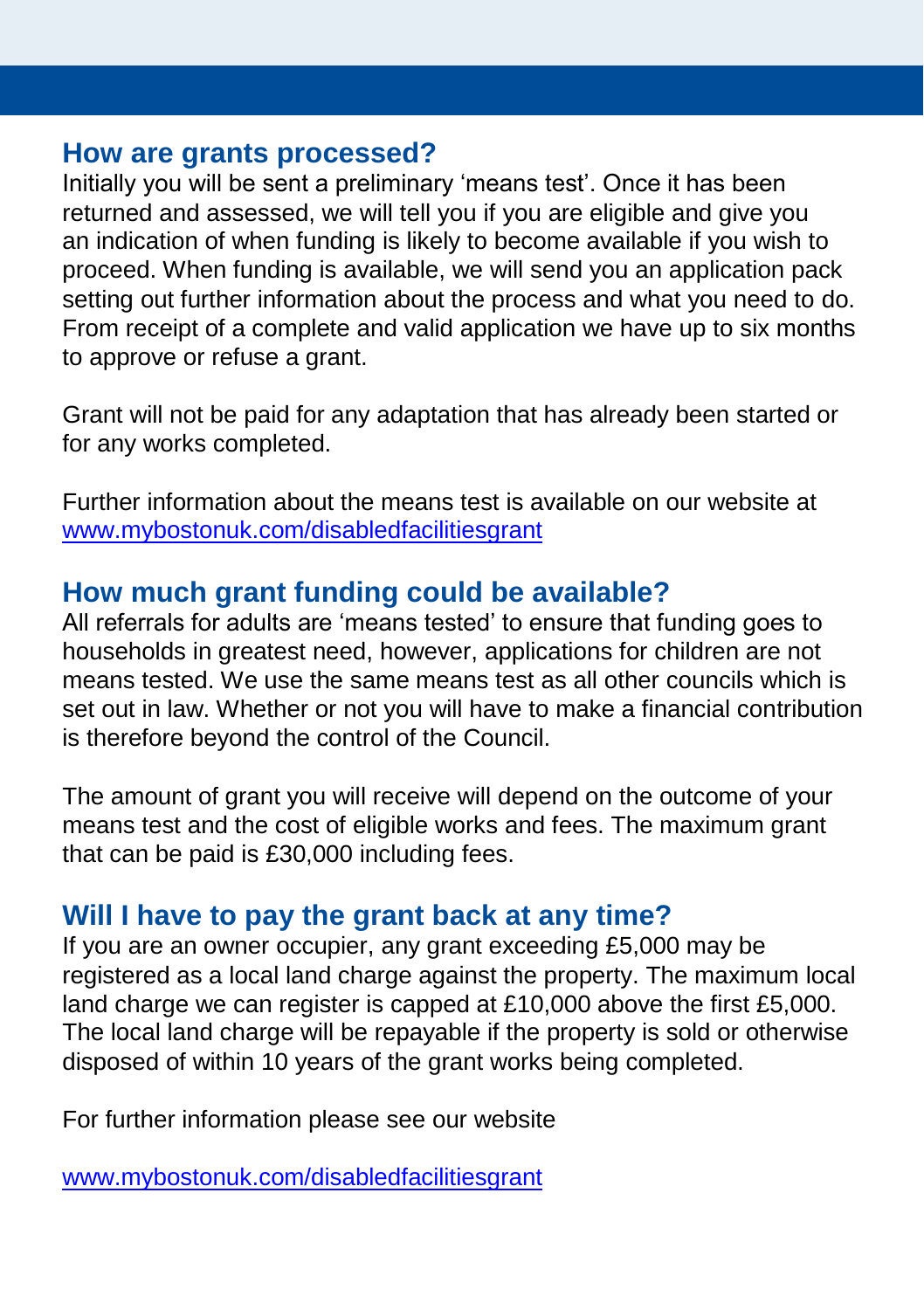## How are grants processed?

Initially you will be sent a preliminary 'means test'. Once it has been returned and assessed, we will tell you if you are eligible and give you an indication of when funding is likely to become available if you wish to proceed. When funding is available, we will send you an application pack setting out further information about the process and what you need to do. From receipt of a complete and valid application we have up to six months to approve or refuse a grant.

Grant will not be paid for any adaptation that has already been started or for any works completed.

Further information about the means test is available on our website at [www.mybostonuk.com/disabledfacilitiesgrant](http://www.mybostonuk.com/disabledfacilitiesgrant)

## How much grant funding could be available?

All referrals for adults are 'means tested' to ensure that funding goes to households in greatest need, however, applications for children are not means tested. We use the same means test as all other councils which is set out in law. Whether or not you will have to make a financial contribution is therefore beyond the control of the Council.

The amount of grant you will receive will depend on the outcome of your means test and the cost of eligible works and fees. The maximum grant that can be paid is £30,000 including fees.

## Will I have to pay the grant back at any time?

If you are an owner occupier, any grant exceeding £5,000 may be registered as a local land charge against the property. The maximum local land charge we can register is capped at £10,000 above the first £5,000. The local land charge will be repayable if the property is sold or otherwise disposed of within 10 years of the grant works being completed.

For further information please see our website

[www.mybostonuk.com/disabledfacilitiesgrant](http://www.mybostonuk.com/disabledfacilitiesgrant)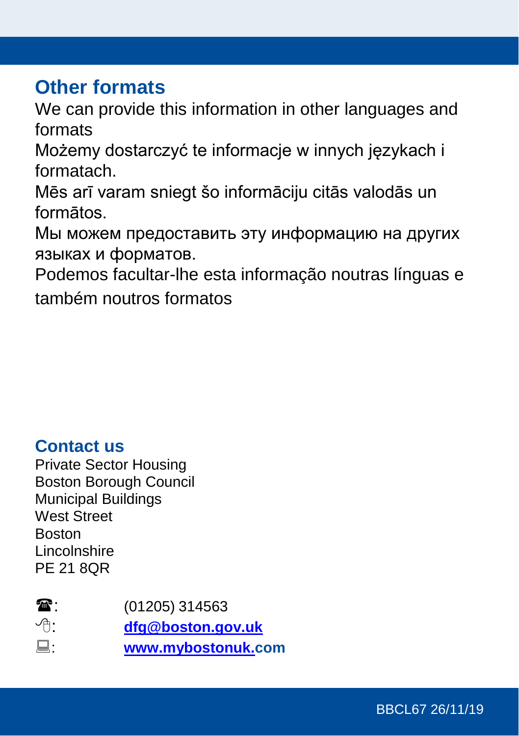## Other formats

We can provide this information in other languages and formats

Możemy dostarczyć te informacje w innych językach i formatach.

Mēs arī varam sniegt šo informāciju citās valodās un formātos.

Мы можем предоставить эту информацию на других языках и форматов.

Podemos facultar-lhe esta informação noutras línguas e também noutros formatos

## Contact us

Private Sector Housing
Boston Borough Council
Municipal Buildings
West Street
Boston
Lincolnshire
PE 21 8QR

☎: (01205) 314563

: **dfg@boston.gov.uk**

: **www.mybostonuk.com**

BBCL67 26/11/19